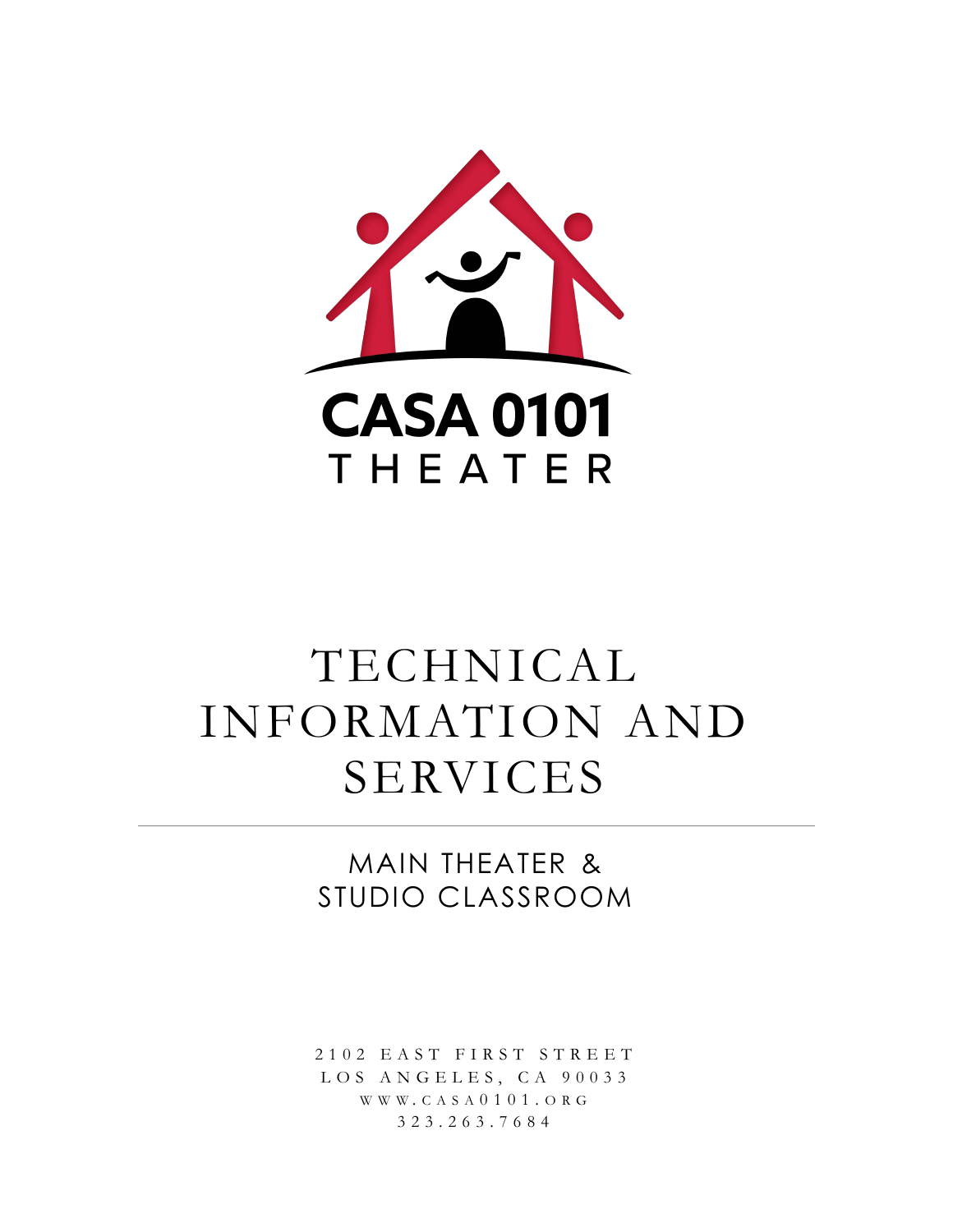CASA 0101

THEATER

# TECHNICAL INFORMATION AND SERVICES

## MAIN THEATER & STUDIO CLASSROOM

2102 EAST FIRST STREET
LOS ANGELES, CA 90033
WWW.CASA0101.ORG
323.263.7684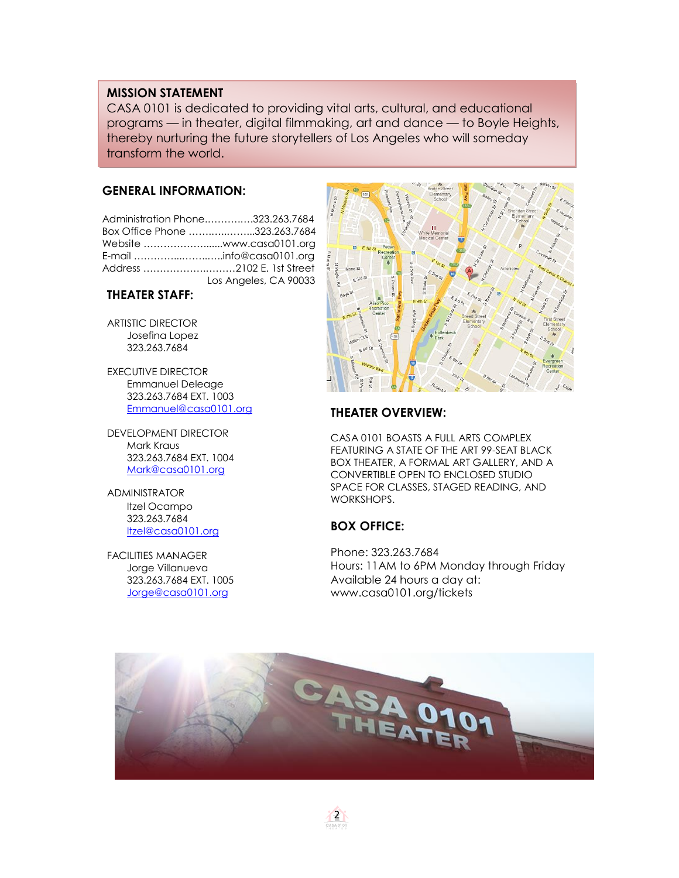## MISSION STATEMENT

CASA 0101 is dedicated to providing vital arts, cultural, and educational programs — in theater, digital filmmaking, art and dance — to Boyle Heights, thereby nurturing the future storytellers of Los Angeles who will someday transform the world.

## GENERAL INFORMATION:

Administration Phone……………323.263.7684
Box Office Phone ………………..323.263.7684
Website …………………......www.casa0101.org
E-mail ……………..……..….info@casa0101.org
Address ………………….………2102 E. 1st Street
Los Angeles, CA 90033

## THEATER STAFF:

ARTISTIC DIRECTOR
Josefina Lopez
323.263.7684

EXECUTIVE DIRECTOR
Emmanuel Deleage
323.263.7684 EXT. 1003
Emmanuel@casa0101.org

DEVELOPMENT DIRECTOR
Mark Kraus
323.263.7684 EXT. 1004
Mark@casa0101.org

ADMINISTRATOR
Itzel Ocampo
323.263.7684
Itzel@casa0101.org

FACILITIES MANAGER
Jorge Villanueva
323.263.7684 EXT. 1005
Jorge@casa0101.org

## THEATER OVERVIEW:

CASA 0101 BOASTS A FULL ARTS COMPLEX FEATURING A STATE OF THE ART 99-SEAT BLACK BOX THEATER, A FORMAL ART GALLERY, AND A CONVERTIBLE OPEN TO ENCLOSED STUDIO SPACE FOR CLASSES, STAGED READING, AND WORKSHOPS.

## BOX OFFICE:

Phone: 323.263.7684
Hours: 11AM to 6PM Monday through Friday
Available 24 hours a day at:
www.casa0101.org/tickets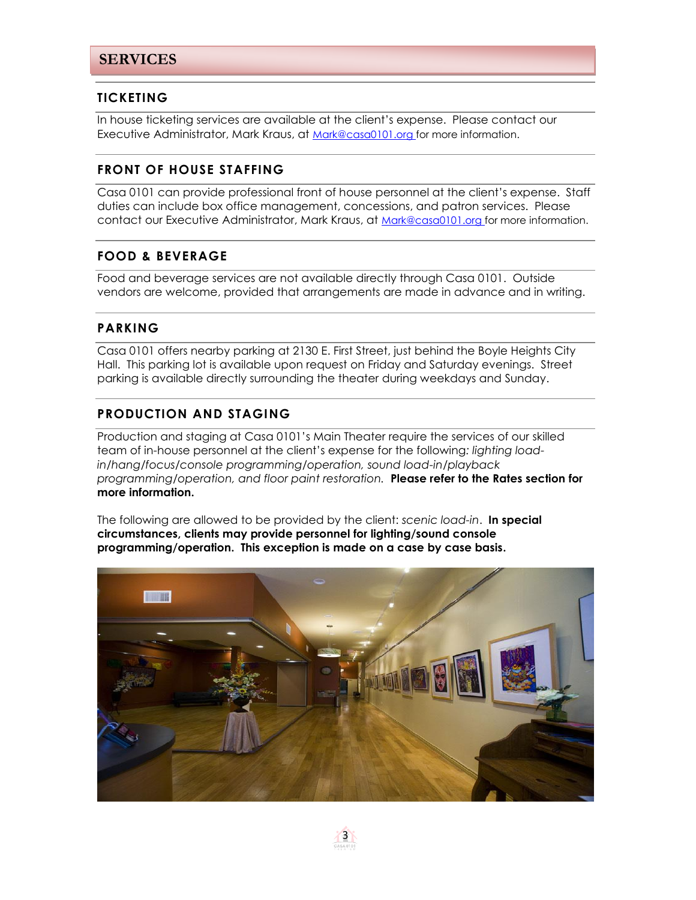# SERVICES

## TICKETING

In house ticketing services are available at the client's expense. Please contact our Executive Administrator, Mark Kraus, at Mark@casa0101.org for more information.

## FRONT OF HOUSE STAFFING

Casa 0101 can provide professional front of house personnel at the client's expense. Staff duties can include box office management, concessions, and patron services. Please contact our Executive Administrator, Mark Kraus, at Mark@casa0101.org for more information.

## FOOD & BEVERAGE

Food and beverage services are not available directly through Casa 0101. Outside vendors are welcome, provided that arrangements are made in advance and in writing.

## PARKING

Casa 0101 offers nearby parking at 2130 E. First Street, just behind the Boyle Heights City Hall. This parking lot is available upon request on Friday and Saturday evenings. Street parking is available directly surrounding the theater during weekdays and Sunday.

## PRODUCTION AND STAGING

Production and staging at Casa 0101's Main Theater require the services of our skilled team of in-house personnel at the client's expense for the following: *lighting load-in/hang/focus/console programming/operation, sound load-in/playback programming/operation, and floor paint restoration.* **Please refer to the Rates section for more information.**

The following are allowed to be provided by the client: *scenic load-in*. **In special circumstances, clients may provide personnel for lighting/sound console programming/operation. This exception is made on a case by case basis.**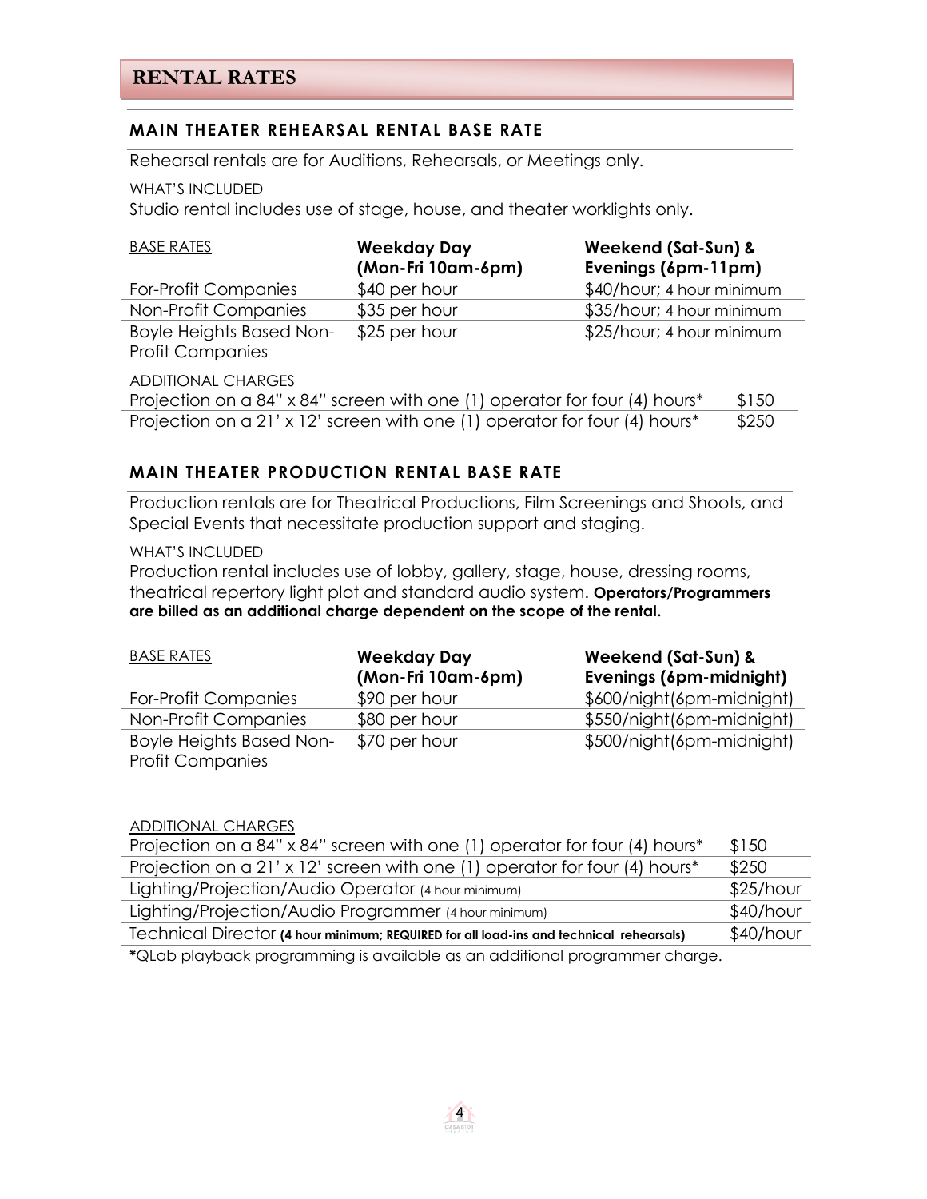# RENTAL RATES

## MAIN THEATER REHEARSAL RENTAL BASE RATE

Rehearsal rentals are for Auditions, Rehearsals, or Meetings only.

WHAT'S INCLUDED

Studio rental includes use of stage, house, and theater worklights only.

| BASE RATES | **Weekday Day (Mon-Fri 10am-6pm)** | **Weekend (Sat-Sun) & Evenings (6pm-11pm)** |
|---|---|---|
| For-Profit Companies | $40 per hour | $40/hour; 4 hour minimum |
| Non-Profit Companies | $35 per hour | $35/hour; 4 hour minimum |
| Boyle Heights Based Non-Profit Companies | $25 per hour | $25/hour; 4 hour minimum |

ADDITIONAL CHARGES

| | |
|---|---|
| Projection on a 84" x 84" screen with one (1) operator for four (4) hours* | $150 |
| Projection on a 21' x 12' screen with one (1) operator for four (4) hours* | $250 |

## MAIN THEATER PRODUCTION RENTAL BASE RATE

Production rentals are for Theatrical Productions, Film Screenings and Shoots, and Special Events that necessitate production support and staging.

WHAT'S INCLUDED

Production rental includes use of lobby, gallery, stage, house, dressing rooms, theatrical repertory light plot and standard audio system. **Operators/Programmers are billed as an additional charge dependent on the scope of the rental.**

| BASE RATES | **Weekday Day (Mon-Fri 10am-6pm)** | **Weekend (Sat-Sun) & Evenings (6pm-midnight)** |
|---|---|---|
| For-Profit Companies | $90 per hour | $600/night(6pm-midnight) |
| Non-Profit Companies | $80 per hour | $550/night(6pm-midnight) |
| Boyle Heights Based Non-Profit Companies | $70 per hour | $500/night(6pm-midnight) |

ADDITIONAL CHARGES

| | |
|---|---|
| Projection on a 84" x 84" screen with one (1) operator for four (4) hours* | $150 |
| Projection on a 21' x 12' screen with one (1) operator for four (4) hours* | $250 |
| Lighting/Projection/Audio Operator (4 hour minimum) | $25/hour |
| Lighting/Projection/Audio Programmer (4 hour minimum) | $40/hour |
| Technical Director **(4 hour minimum; REQUIRED for all load-ins and technical rehearsals)** | $40/hour |

**\***QLab playback programming is available as an additional programmer charge.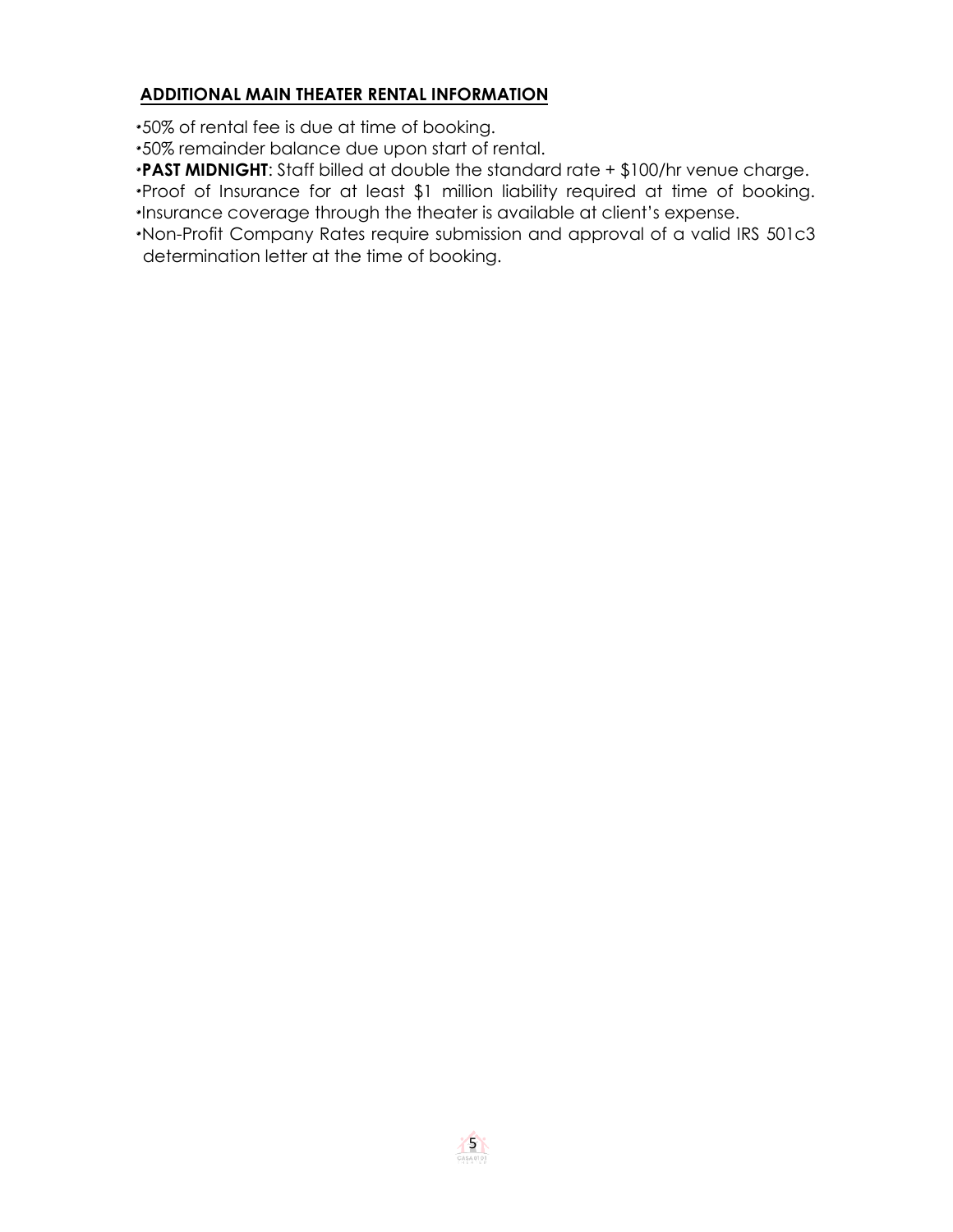## ADDITIONAL MAIN THEATER RENTAL INFORMATION

- 50% of rental fee is due at time of booking.
- 50% remainder balance due upon start of rental.
- **PAST MIDNIGHT**: Staff billed at double the standard rate + $100/hr venue charge.
- Proof of Insurance for at least $1 million liability required at time of booking.
- Insurance coverage through the theater is available at client's expense.
- Non-Profit Company Rates require submission and approval of a valid IRS 501c3 determination letter at the time of booking.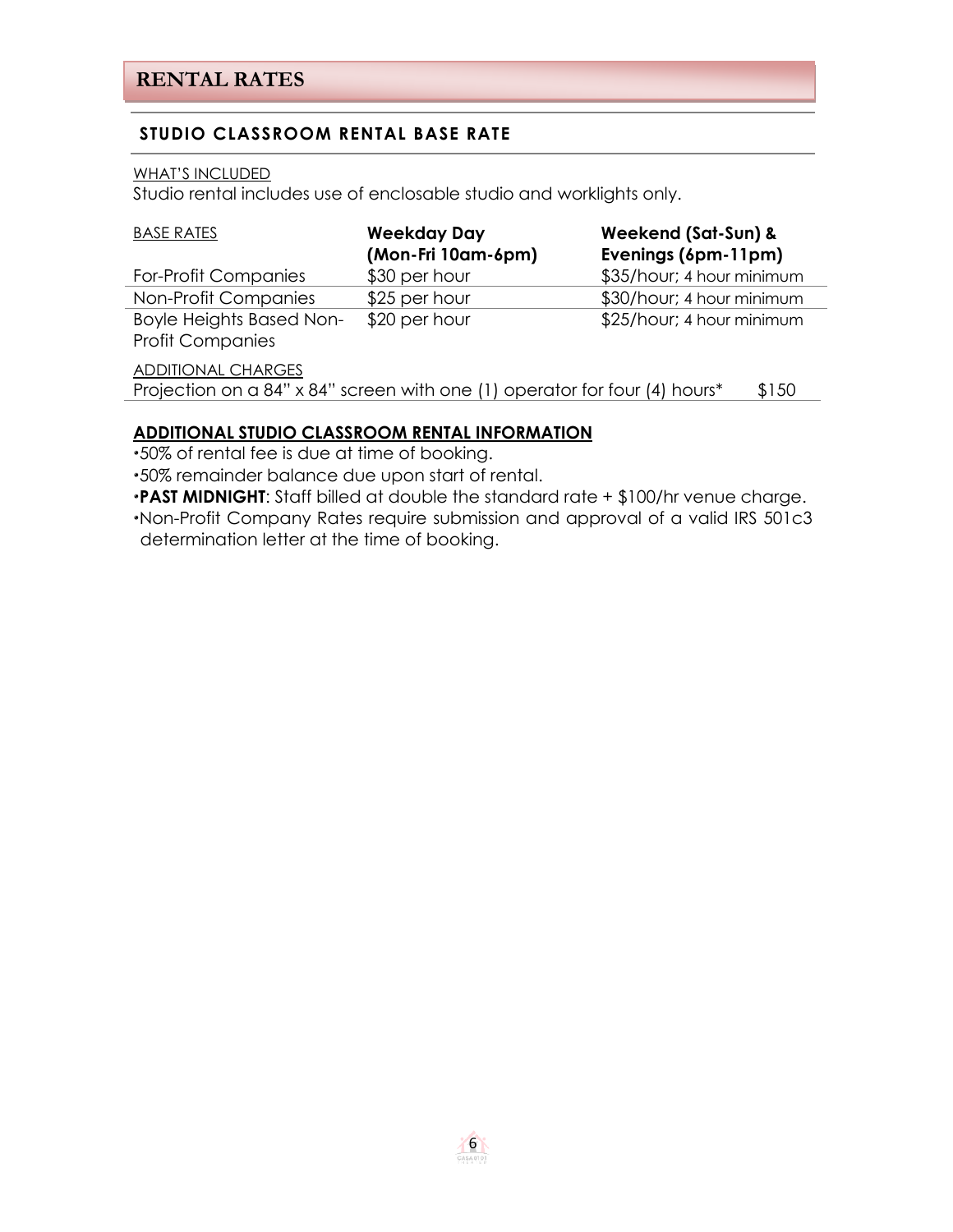# RENTAL RATES

## STUDIO CLASSROOM RENTAL BASE RATE

WHAT'S INCLUDED

Studio rental includes use of enclosable studio and worklights only.

| BASE RATES | **Weekday Day (Mon-Fri 10am-6pm)** | **Weekend (Sat-Sun) & Evenings (6pm-11pm)** |
|---|---|---|
| For-Profit Companies | $30 per hour | $35/hour; 4 hour minimum |
| Non-Profit Companies | $25 per hour | $30/hour; 4 hour minimum |
| Boyle Heights Based Non-Profit Companies | $20 per hour | $25/hour; 4 hour minimum |

ADDITIONAL CHARGES

| | |
|---|---|
| Projection on a 84" x 84" screen with one (1) operator for four (4) hours* | $150 |

**ADDITIONAL STUDIO CLASSROOM RENTAL INFORMATION**

- 50% of rental fee is due at time of booking.
- 50% remainder balance due upon start of rental.
- **PAST MIDNIGHT**: Staff billed at double the standard rate + $100/hr venue charge.
- Non-Profit Company Rates require submission and approval of a valid IRS 501c3 determination letter at the time of booking.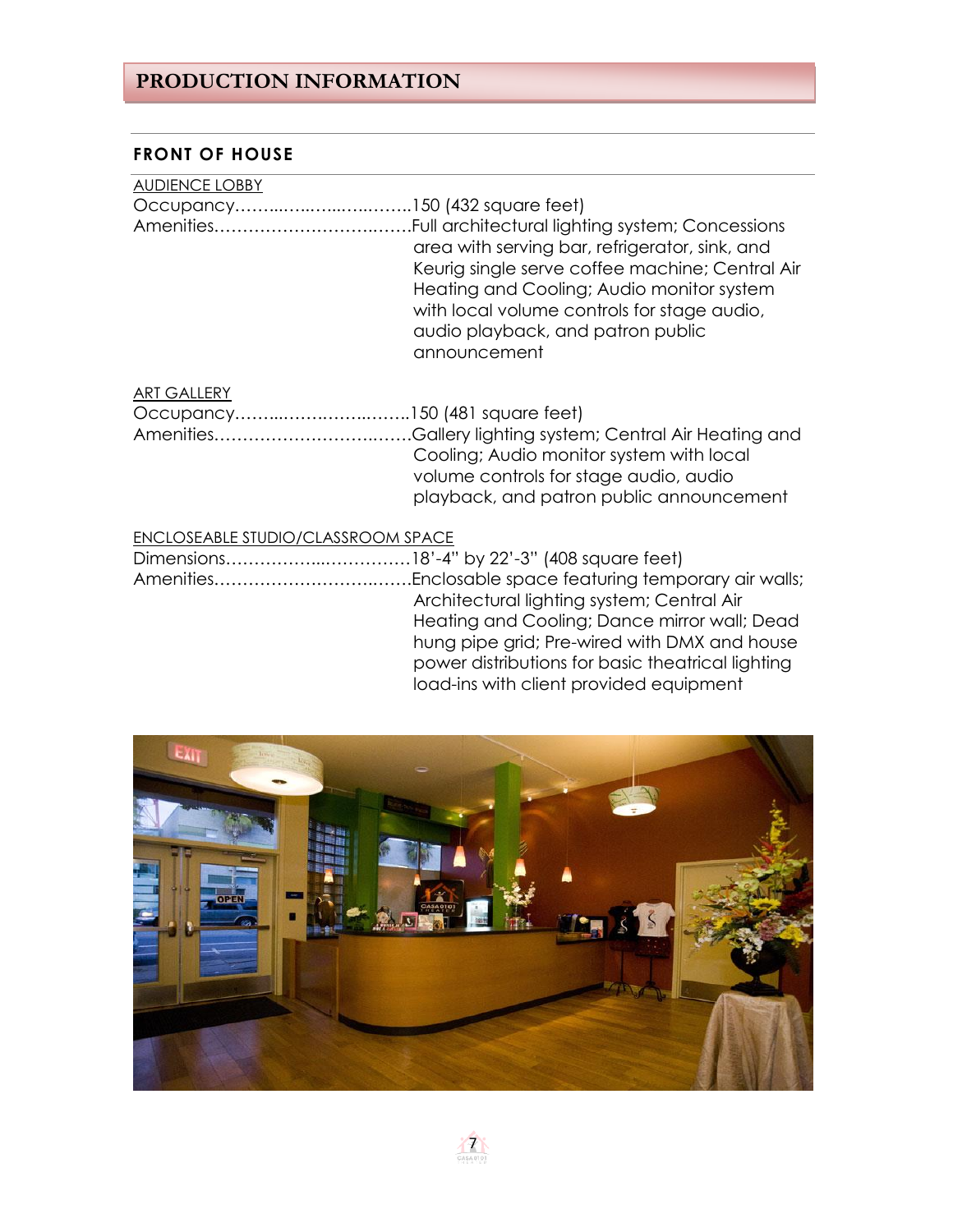# PRODUCTION INFORMATION

## FRONT OF HOUSE

AUDIENCE LOBBY

Occupancy……..….…..…..….…..150 (432 square feet)

Amenities……………………….…….Full architectural lighting system; Concessions area with serving bar, refrigerator, sink, and Keurig single serve coffee machine; Central Air Heating and Cooling; Audio monitor system with local volume controls for stage audio, audio playback, and patron public announcement

ART GALLERY

Occupancy……..……….……..……..150 (481 square feet)

Amenities……………………….…….Gallery lighting system; Central Air Heating and Cooling; Audio monitor system with local volume controls for stage audio, audio playback, and patron public announcement

ENCLOSEABLE STUDIO/CLASSROOM SPACE

Dimensions……………...…………….18'-4" by 22'-3" (408 square feet)

Amenities……………………….…….Enclosable space featuring temporary air walls; Architectural lighting system; Central Air Heating and Cooling; Dance mirror wall; Dead hung pipe grid; Pre-wired with DMX and house power distributions for basic theatrical lighting load-ins with client provided equipment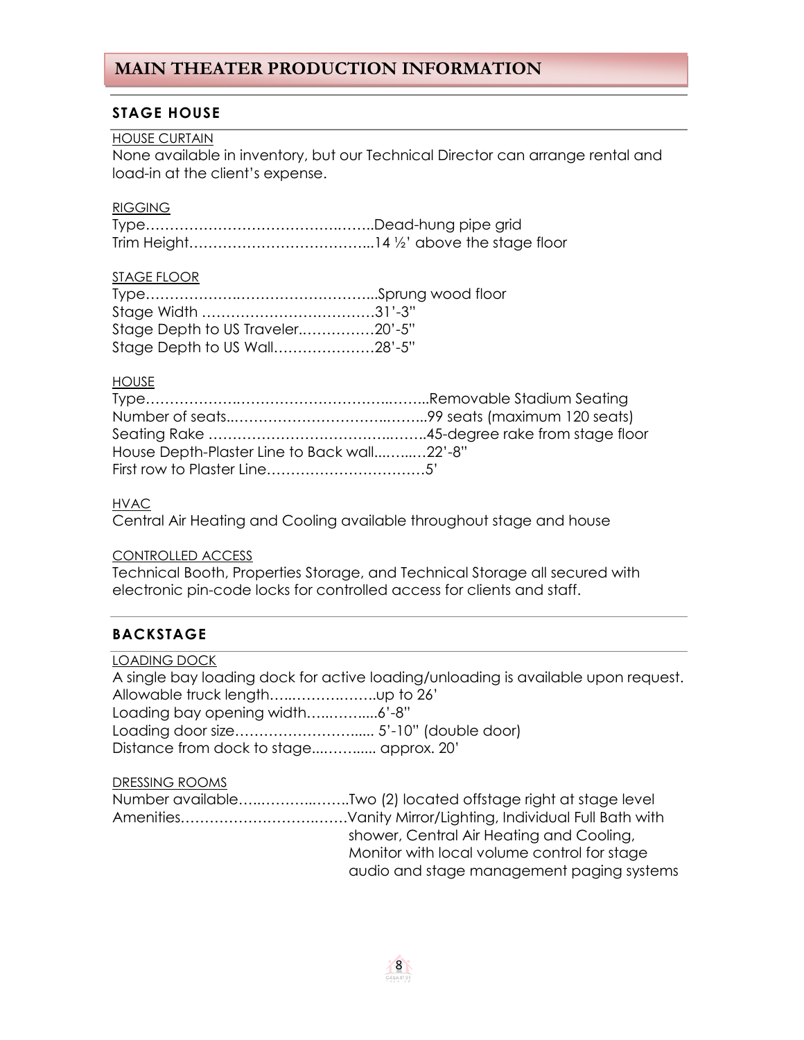# MAIN THEATER PRODUCTION INFORMATION

## STAGE HOUSE

HOUSE CURTAIN

None available in inventory, but our Technical Director can arrange rental and load-in at the client's expense.

RIGGING

Type……………………………………..……..Dead-hung pipe grid
Trim Height………………………………...14 ½' above the stage floor

STAGE FLOOR

Type……………….………………….……...Sprung wood floor
Stage Width ………………………………31'-3"
Stage Depth to US Traveler..……………20'-5"
Stage Depth to US Wall…………………28'-5"

HOUSE

Type……………….…………………………..……..Removable Stadium Seating
Number of seats..……………………………..……..99 seats (maximum 120 seats)
Seating Rake ………………………………..……..45-degree rake from stage floor
House Depth-Plaster Line to Back wall...…...…22'-8"
First row to Plaster Line……………………………5'

HVAC

Central Air Heating and Cooling available throughout stage and house

CONTROLLED ACCESS

Technical Booth, Properties Storage, and Technical Storage all secured with electronic pin-code locks for controlled access for clients and staff.

## BACKSTAGE

LOADING DOCK

A single bay loading dock for active loading/unloading is available upon request.
Allowable truck length…..……….……..up to 26'
Loading bay opening width…..……....6'-8"
Loading door size……………………..... 5'-10" (double door)
Distance from dock to stage...……..... approx. 20'

DRESSING ROOMS

Number available…..………..……..Two (2) located offstage right at stage level
Amenities………………………..……Vanity Mirror/Lighting, Individual Full Bath with shower, Central Air Heating and Cooling, Monitor with local volume control for stage audio and stage management paging systems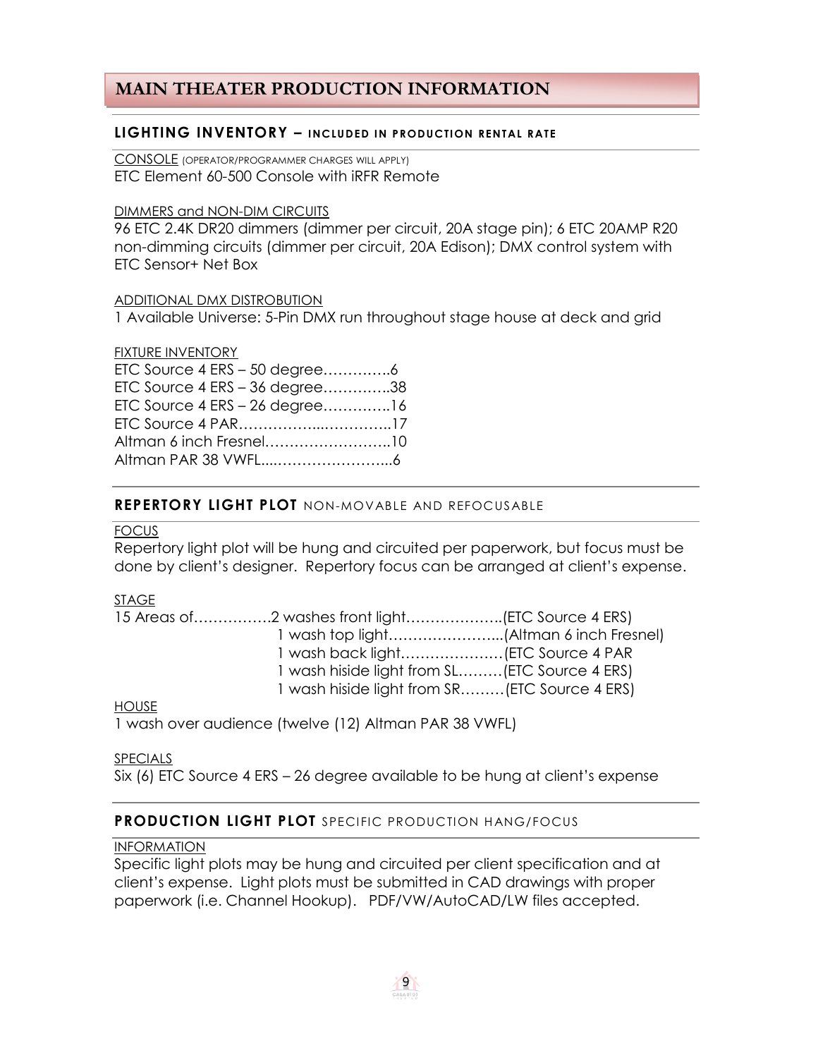# MAIN THEATER PRODUCTION INFORMATION

## LIGHTING INVENTORY – INCLUDED IN PRODUCTION RENTAL RATE

CONSOLE (OPERATOR/PROGRAMMER CHARGES WILL APPLY)
ETC Element 60-500 Console with iRFR Remote

DIMMERS and NON-DIM CIRCUITS
96 ETC 2.4K DR20 dimmers (dimmer per circuit, 20A stage pin); 6 ETC 20AMP R20 non-dimming circuits (dimmer per circuit, 20A Edison); DMX control system with ETC Sensor+ Net Box

ADDITIONAL DMX DISTROBUTION
1 Available Universe: 5-Pin DMX run throughout stage house at deck and grid

FIXTURE INVENTORY
ETC Source 4 ERS – 50 degree………….6
ETC Source 4 ERS – 36 degree…………..38
ETC Source 4 ERS – 26 degree…………..16
ETC Source 4 PAR……………...…………..17
Altman 6 inch Fresnel……………………..10
Altman PAR 38 VWFL....…………………...6

## REPERTORY LIGHT PLOT NON-MOVABLE AND REFOCUSABLE

FOCUS
Repertory light plot will be hung and circuited per paperwork, but focus must be done by client's designer. Repertory focus can be arranged at client's expense.

STAGE
15 Areas of…………….2 washes front light………………..(ETC Source 4 ERS)
1 wash top light…………………...(Altman 6 inch Fresnel)
1 wash back light…………………(ETC Source 4 PAR
1 wash hiside light from SL………(ETC Source 4 ERS)
1 wash hiside light from SR………(ETC Source 4 ERS)

HOUSE
1 wash over audience (twelve (12) Altman PAR 38 VWFL)

SPECIALS
Six (6) ETC Source 4 ERS – 26 degree available to be hung at client's expense

## PRODUCTION LIGHT PLOT SPECIFIC PRODUCTION HANG/FOCUS

INFORMATION
Specific light plots may be hung and circuited per client specification and at client's expense. Light plots must be submitted in CAD drawings with proper paperwork (i.e. Channel Hookup). PDF/VW/AutoCAD/LW files accepted.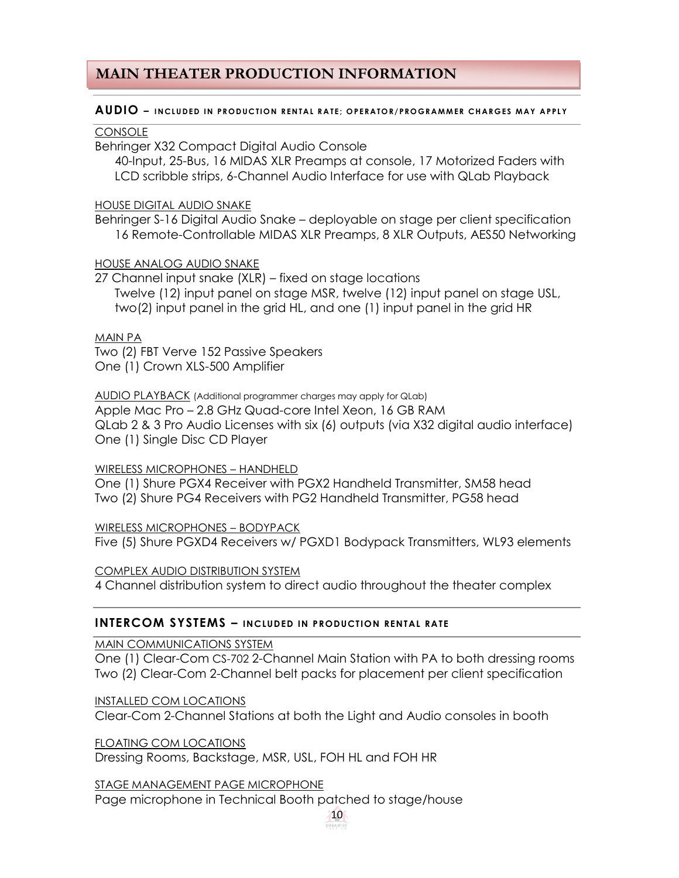# MAIN THEATER PRODUCTION INFORMATION

## AUDIO – INCLUDED IN PRODUCTION RENTAL RATE; OPERATOR/PROGRAMMER CHARGES MAY APPLY

CONSOLE

Behringer X32 Compact Digital Audio Console
40-Input, 25-Bus, 16 MIDAS XLR Preamps at console, 17 Motorized Faders with LCD scribble strips, 6-Channel Audio Interface for use with QLab Playback

HOUSE DIGITAL AUDIO SNAKE

Behringer S-16 Digital Audio Snake – deployable on stage per client specification
16 Remote-Controllable MIDAS XLR Preamps, 8 XLR Outputs, AES50 Networking

HOUSE ANALOG AUDIO SNAKE

27 Channel input snake (XLR) – fixed on stage locations
Twelve (12) input panel on stage MSR, twelve (12) input panel on stage USL, two(2) input panel in the grid HL, and one (1) input panel in the grid HR

MAIN PA

Two (2) FBT Verve 152 Passive Speakers
One (1) Crown XLS-500 Amplifier

AUDIO PLAYBACK (Additional programmer charges may apply for QLab)

Apple Mac Pro – 2.8 GHz Quad-core Intel Xeon, 16 GB RAM
QLab 2 & 3 Pro Audio Licenses with six (6) outputs (via X32 digital audio interface)
One (1) Single Disc CD Player

WIRELESS MICROPHONES – HANDHELD

One (1) Shure PGX4 Receiver with PGX2 Handheld Transmitter, SM58 head
Two (2) Shure PG4 Receivers with PG2 Handheld Transmitter, PG58 head

WIRELESS MICROPHONES – BODYPACK

Five (5) Shure PGXD4 Receivers w/ PGXD1 Bodypack Transmitters, WL93 elements

COMPLEX AUDIO DISTRIBUTION SYSTEM

4 Channel distribution system to direct audio throughout the theater complex

## INTERCOM SYSTEMS – INCLUDED IN PRODUCTION RENTAL RATE

MAIN COMMUNICATIONS SYSTEM

One (1) Clear-Com CS-702 2-Channel Main Station with PA to both dressing rooms
Two (2) Clear-Com 2-Channel belt packs for placement per client specification

INSTALLED COM LOCATIONS

Clear-Com 2-Channel Stations at both the Light and Audio consoles in booth

FLOATING COM LOCATIONS

Dressing Rooms, Backstage, MSR, USL, FOH HL and FOH HR

STAGE MANAGEMENT PAGE MICROPHONE

Page microphone in Technical Booth patched to stage/house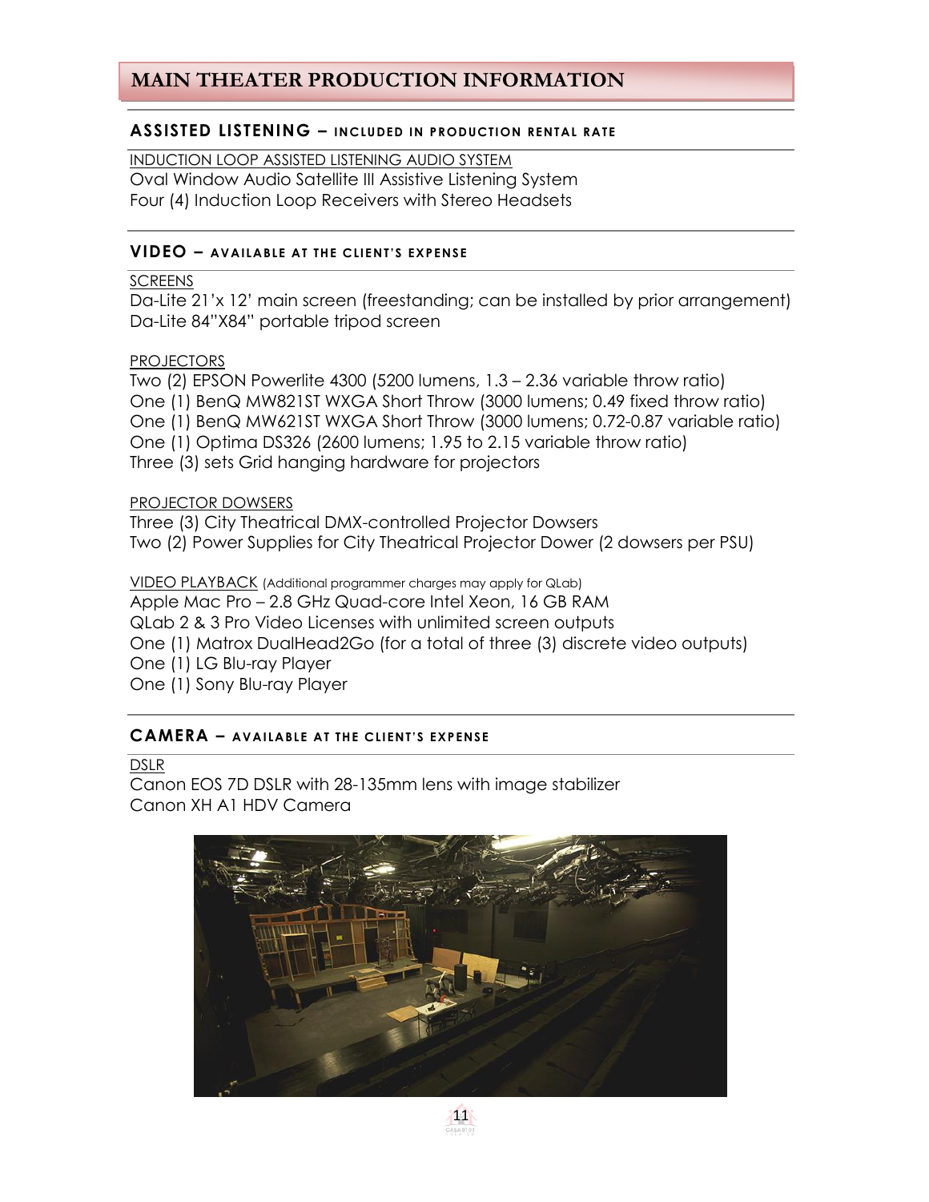# MAIN THEATER PRODUCTION INFORMATION

## ASSISTED LISTENING – INCLUDED IN PRODUCTION RENTAL RATE

INDUCTION LOOP ASSISTED LISTENING AUDIO SYSTEM

Oval Window Audio Satellite III Assistive Listening System
Four (4) Induction Loop Receivers with Stereo Headsets

## VIDEO – AVAILABLE AT THE CLIENT'S EXPENSE

SCREENS

Da-Lite 21'x 12' main screen (freestanding; can be installed by prior arrangement)
Da-Lite 84"X84" portable tripod screen

PROJECTORS

Two (2) EPSON Powerlite 4300 (5200 lumens, 1.3 – 2.36 variable throw ratio)
One (1) BenQ MW821ST WXGA Short Throw (3000 lumens; 0.49 fixed throw ratio)
One (1) BenQ MW621ST WXGA Short Throw (3000 lumens; 0.72-0.87 variable ratio)
One (1) Optima DS326 (2600 lumens; 1.95 to 2.15 variable throw ratio)
Three (3) sets Grid hanging hardware for projectors

PROJECTOR DOWSERS

Three (3) City Theatrical DMX-controlled Projector Dowsers
Two (2) Power Supplies for City Theatrical Projector Dower (2 dowsers per PSU)

VIDEO PLAYBACK (Additional programmer charges may apply for QLab)

Apple Mac Pro – 2.8 GHz Quad-core Intel Xeon, 16 GB RAM
QLab 2 & 3 Pro Video Licenses with unlimited screen outputs
One (1) Matrox DualHead2Go (for a total of three (3) discrete video outputs)
One (1) LG Blu-ray Player
One (1) Sony Blu-ray Player

## CAMERA – AVAILABLE AT THE CLIENT'S EXPENSE

DSLR

Canon EOS 7D DSLR with 28-135mm lens with image stabilizer
Canon XH A1 HDV Camera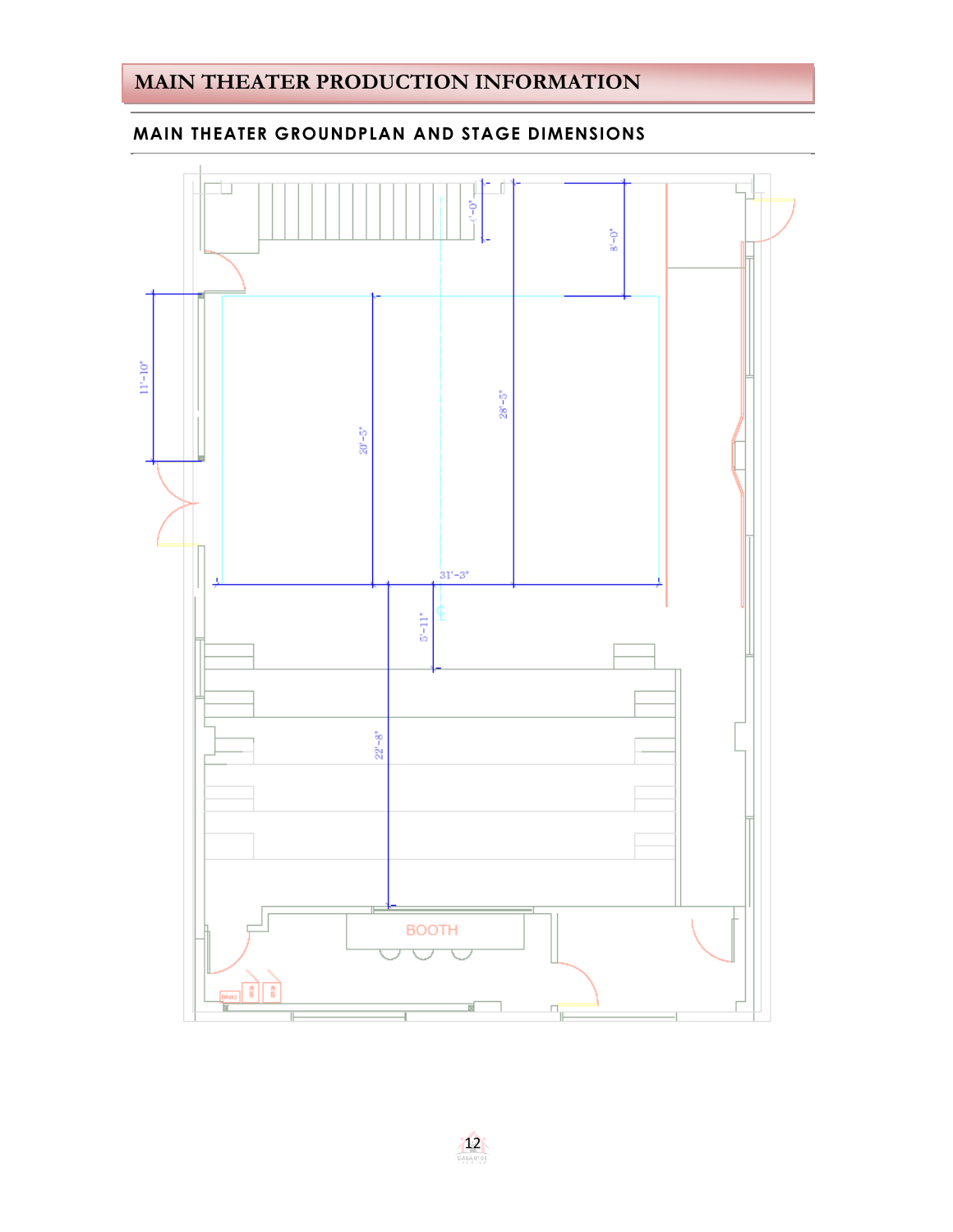# MAIN THEATER PRODUCTION INFORMATION

## MAIN THEATER GROUNDPLAN AND STAGE DIMENSIONS

7'-0"

8'-0"

11'-10"

20'-5"

28'-5"

31'-3"

5'-11"

22'-8"

BOOTH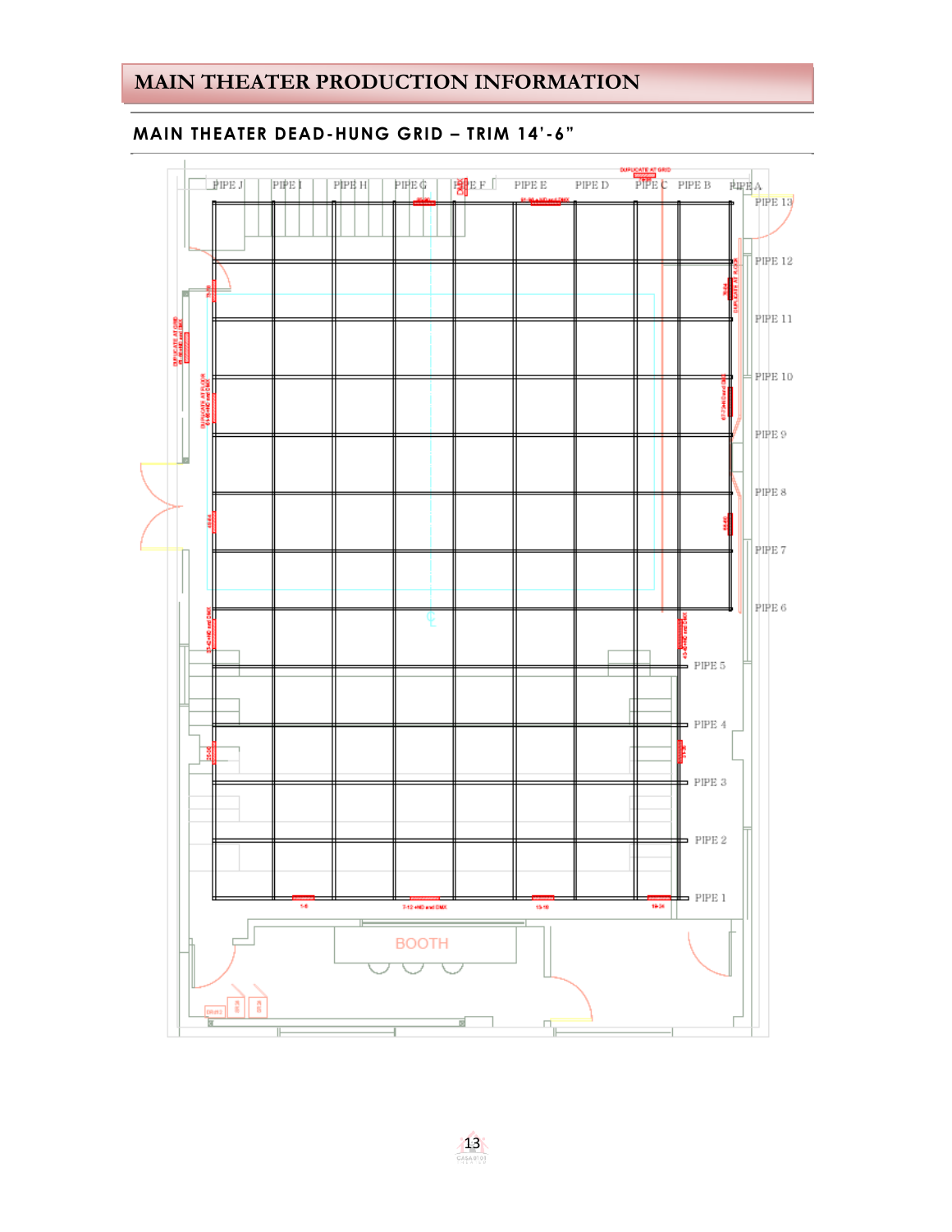# MAIN THEATER PRODUCTION INFORMATION

## MAIN THEATER DEAD-HUNG GRID – TRIM 14'-6"

PIPE J PIPE I PIPE H PIPE G PIPE F PIPE E PIPE D PIPE C PIPE B PIPE A

PIPE 13
PIPE 12
PIPE 11
PIPE 10
PIPE 9
PIPE 8
PIPE 7
PIPE 6
PIPE 5
PIPE 4
PIPE 3
PIPE 2
PIPE 1

BOOTH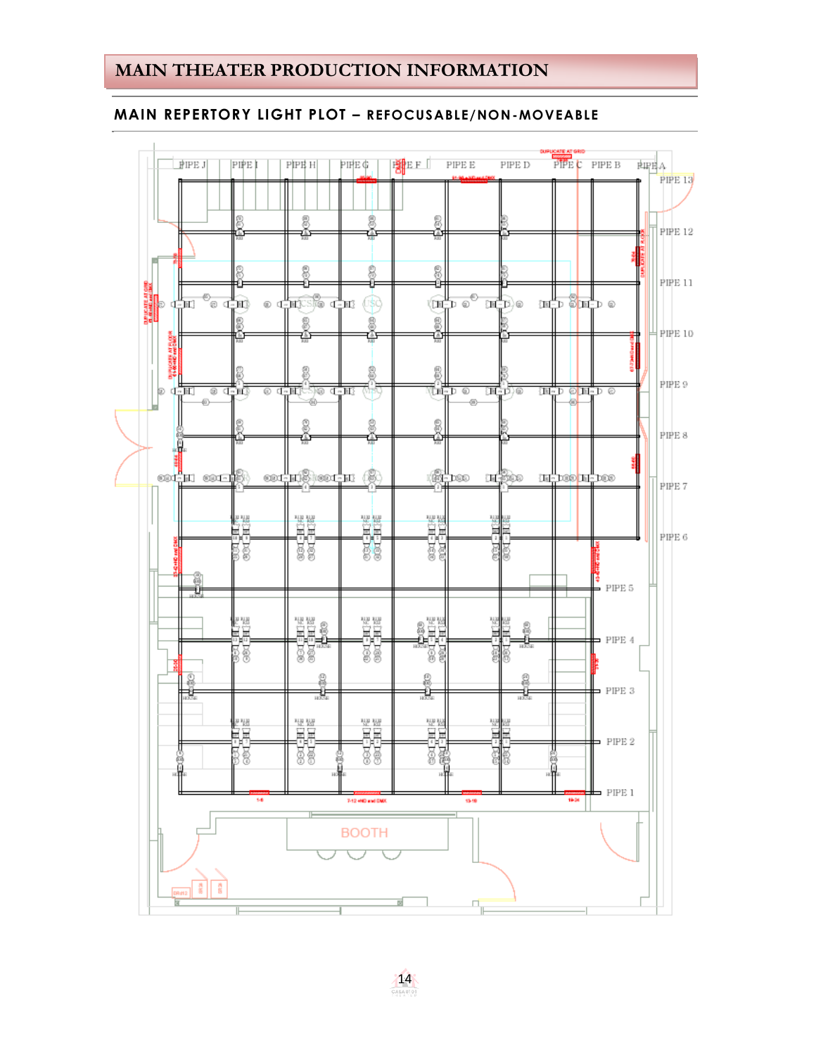# MAIN THEATER PRODUCTION INFORMATION

## MAIN REPERTORY LIGHT PLOT – REFOCUSABLE/NON-MOVEABLE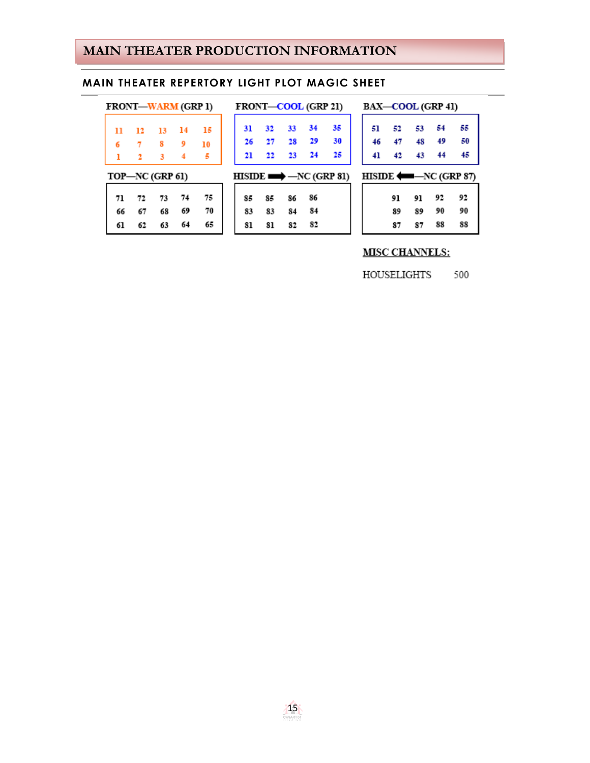# MAIN THEATER PRODUCTION INFORMATION

## MAIN THEATER REPERTORY LIGHT PLOT MAGIC SHEET

**FRONT—WARM (GRP 1)**

| | | | | |
|---|---|---|---|---|
| 11 | 12 | 13 | 14 | 15 |
| 6 | 7 | 8 | 9 | 10 |
| 1 | 2 | 3 | 4 | 5 |

**FRONT—COOL (GRP 21)**

| | | | | |
|---|---|---|---|---|
| 31 | 32 | 33 | 34 | 35 |
| 26 | 27 | 28 | 29 | 30 |
| 21 | 22 | 23 | 24 | 25 |

**BAX—COOL (GRP 41)**

| | | | | |
|---|---|---|---|---|
| 51 | 52 | 53 | 54 | 55 |
| 46 | 47 | 48 | 49 | 50 |
| 41 | 42 | 43 | 44 | 45 |

**TOP—NC (GRP 61)**

| | | | | |
|---|---|---|---|---|
| 71 | 72 | 73 | 74 | 75 |
| 66 | 67 | 68 | 69 | 70 |
| 61 | 62 | 63 | 64 | 65 |

**HISIDE ➡—NC (GRP 81)**

| | | | |
|---|---|---|---|
| 85 | 85 | 86 | 86 |
| 83 | 83 | 84 | 84 |
| 81 | 81 | 82 | 82 |

**HISIDE ⬅—NC (GRP 87)**

| | | | |
|---|---|---|---|
| 91 | 91 | 92 | 92 |
| 89 | 89 | 90 | 90 |
| 87 | 87 | 88 | 88 |

**MISC CHANNELS:**

HOUSELIGHTS 500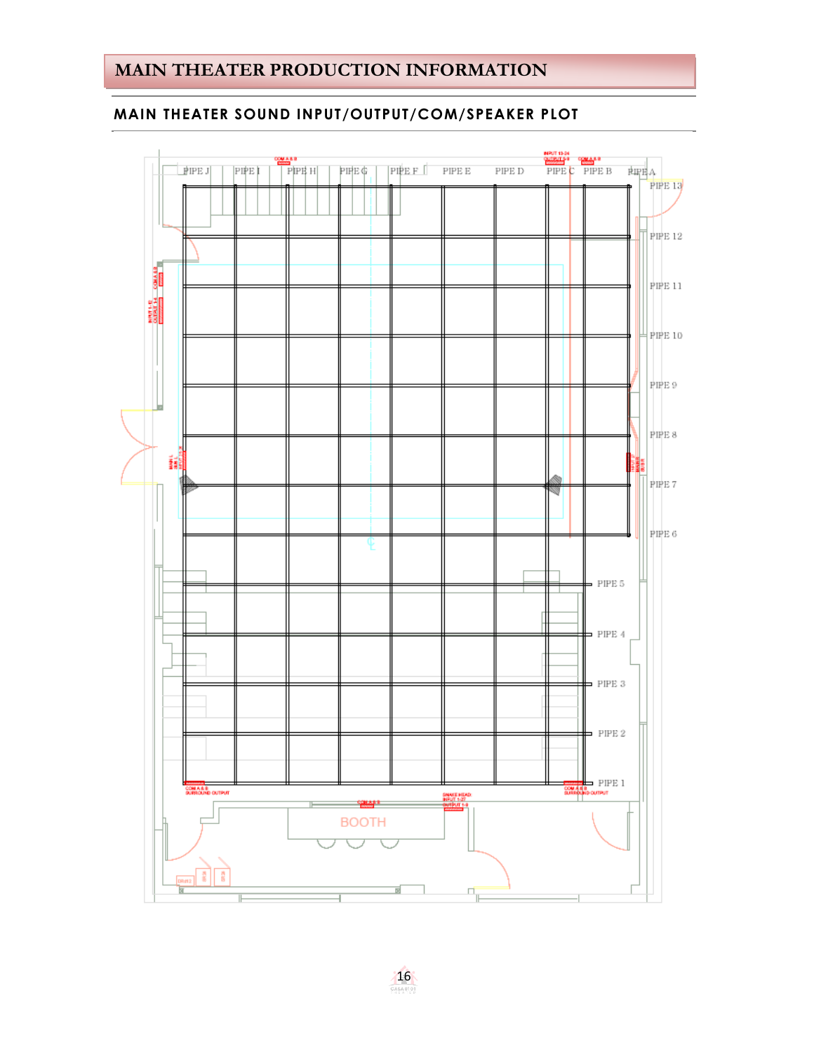# MAIN THEATER PRODUCTION INFORMATION

## MAIN THEATER SOUND INPUT/OUTPUT/COM/SPEAKER PLOT

PIPE J PIPE I PIPE H PIPE G PIPE F PIPE E PIPE D PIPE C PIPE B PIPE A

PIPE 13
PIPE 12
PIPE 11
PIPE 10
PIPE 9
PIPE 8
PIPE 7
PIPE 6
PIPE 5
PIPE 4
PIPE 3
PIPE 2
PIPE 1

COM A & B
SURROUND OUTPUT

SNAKE HEAD
INPUT 1-27
OUTPUT 1-8

BOOTH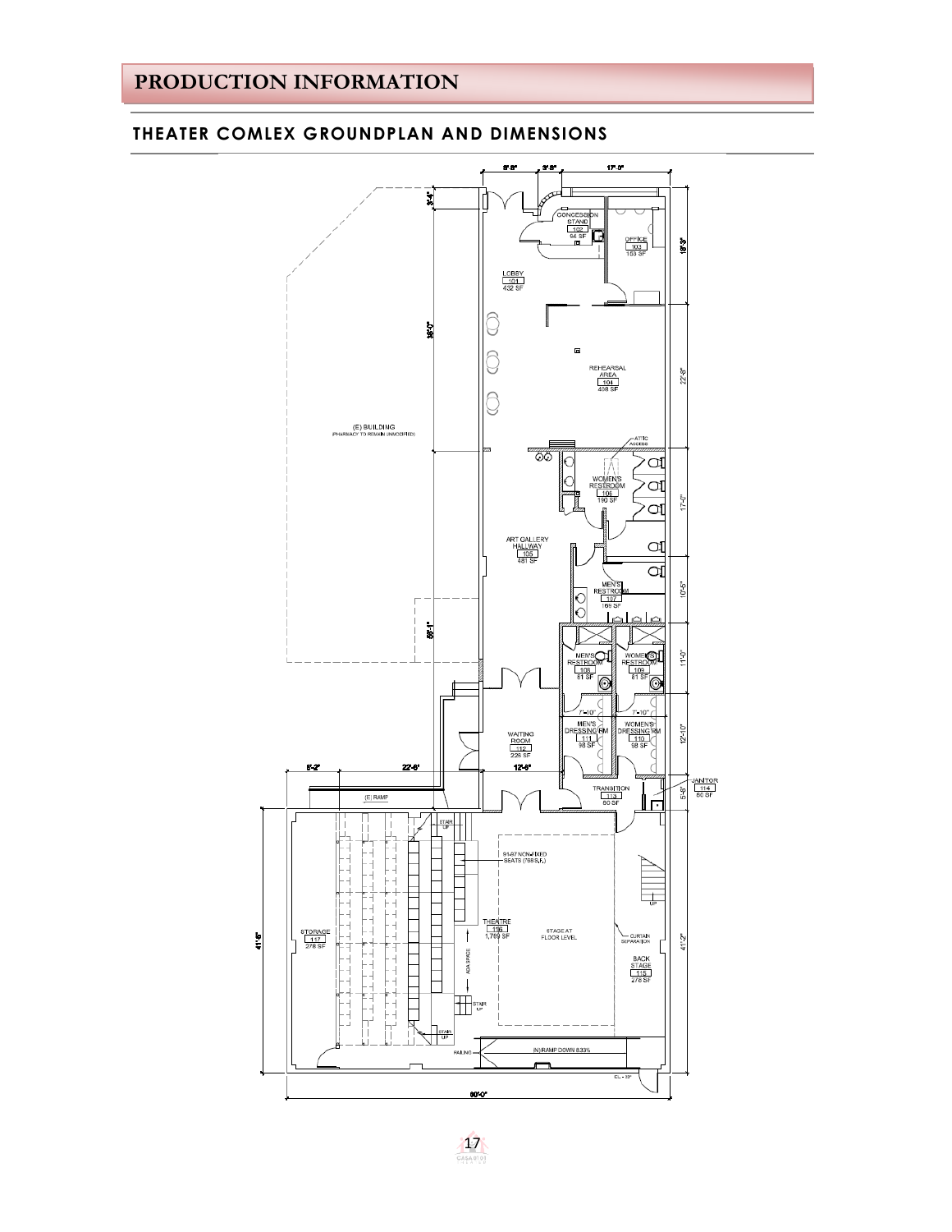# PRODUCTION INFORMATION

## THEATER COMLEX GROUNDPLAN AND DIMENSIONS

CONCESSION STAND 102 94 SF

OFFICE 103 153 SF

LOBBY 101 432 SF

REHEARSAL AREA 104 408 SF

(E) BUILDING (PHARMACY TO REMAIN UNMODIFIED)

ATTIC ACCESS

WOMEN'S RESTROOM 106 190 SF

ART GALLERY HALLWAY 105 481 SF

MEN'S RESTROOM 107 169 SF

MEN'S RESTROOM 108 61 SF

WOMEN'S RESTROOM 109 61 SF

MEN'S DRESSING RM 111 98 SF

WOMEN'S DRESSING RM 110 98 SF

WAITING ROOM 112 226 SF

TRANSITION 113 80 SF

JANITOR 114 60 SF

(E) RAMP

91-97 NON-FIXED SEATS (768 S.F.)

STORAGE 117 278 SF

THEATRE 116 1,789 SF

STAGE AT FLOOR LEVEL

CURTAIN SEPARATION

BACK STAGE 115 278 SF

ADA SPACE

STAIR UP

RAILING

(N) RAMP DOWN 8.33%

8'-8" 3'-8" 17'-0" 3'-4" 18'-3" 22'-8" 17'-0" 10'-5" 11'-0" 12'-10" 5'-8" 41'-2" 36'-0" 55'-1" 5'-2" 22'-6" 12'-6" 41'-8" 60'-0" 7'-10" 7'-10"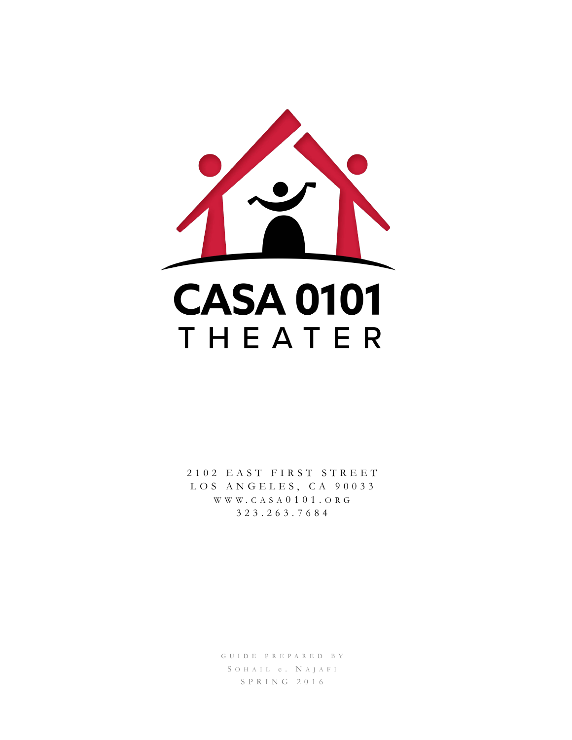# CASA 0101
## THEATER

2102 EAST FIRST STREET
LOS ANGELES, CA 90033
WWW.CASA0101.ORG
323.263.7684

GUIDE PREPARED BY
SOHAIL e. NAJAFI
SPRING 2016